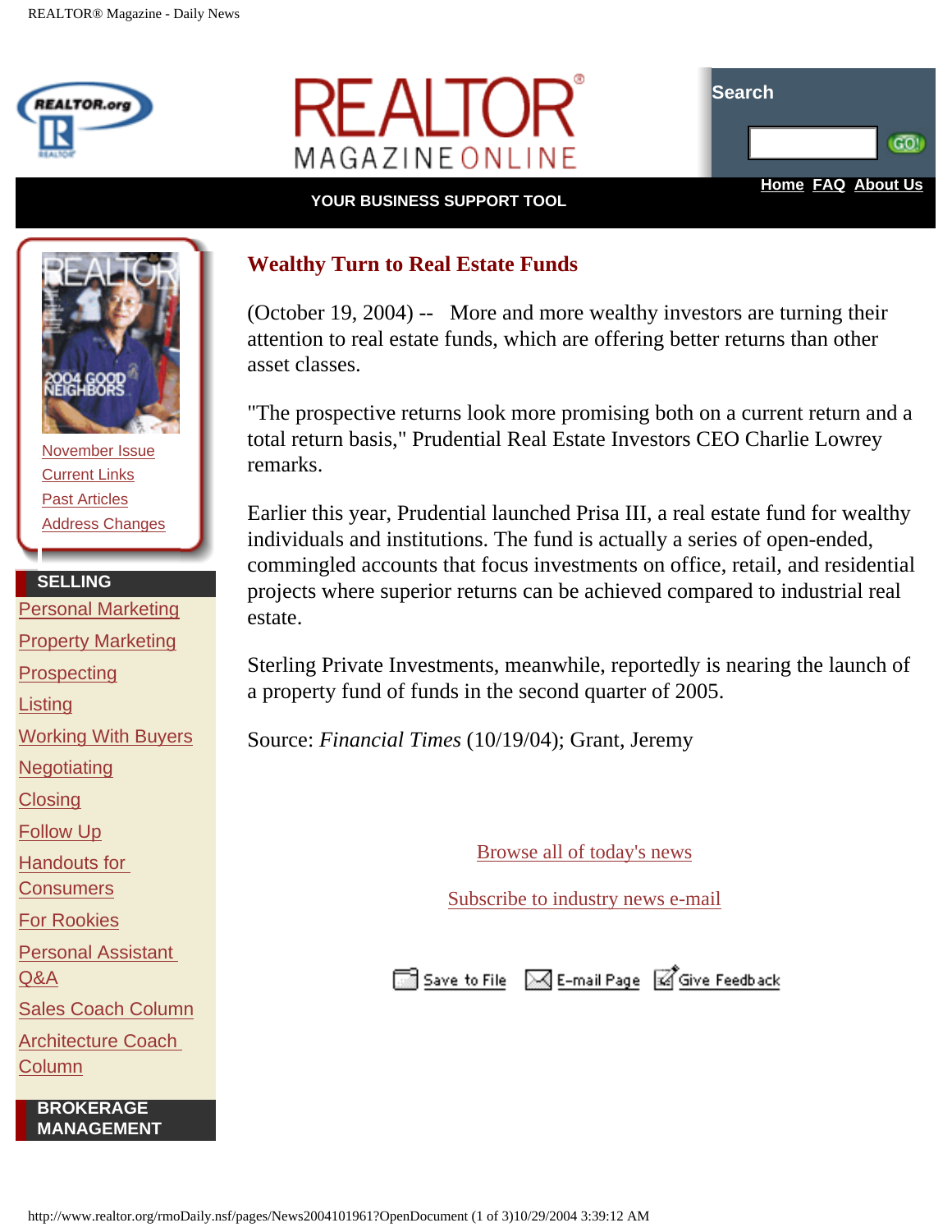REALTOR.org

# REALTOR MAGAZINE ONLINE

Search

GO!

YOUR BUSINESS SUPPORT TOOL

Home FAQ About Us

November Issue
Current Links
Past Articles
Address Changes

**SELLING**

- Personal Marketing
- Property Marketing
- Prospecting
- Listing
- Working With Buyers
- Negotiating
- Closing
- Follow Up
- Handouts for Consumers
- For Rookies
- Personal Assistant Q&A
- Sales Coach Column
- Architecture Coach Column

**BROKERAGE MANAGEMENT**

## Wealthy Turn to Real Estate Funds

(October 19, 2004) -- More and more wealthy investors are turning their attention to real estate funds, which are offering better returns than other asset classes.

"The prospective returns look more promising both on a current return and a total return basis," Prudential Real Estate Investors CEO Charlie Lowrey remarks.

Earlier this year, Prudential launched Prisa III, a real estate fund for wealthy individuals and institutions. The fund is actually a series of open-ended, commingled accounts that focus investments on office, retail, and residential projects where superior returns can be achieved compared to industrial real estate.

Sterling Private Investments, meanwhile, reportedly is nearing the launch of a property fund of funds in the second quarter of 2005.

Source: *Financial Times* (10/19/04); Grant, Jeremy

Browse all of today's news

Subscribe to industry news e-mail

Save to File E-mail Page Give Feedback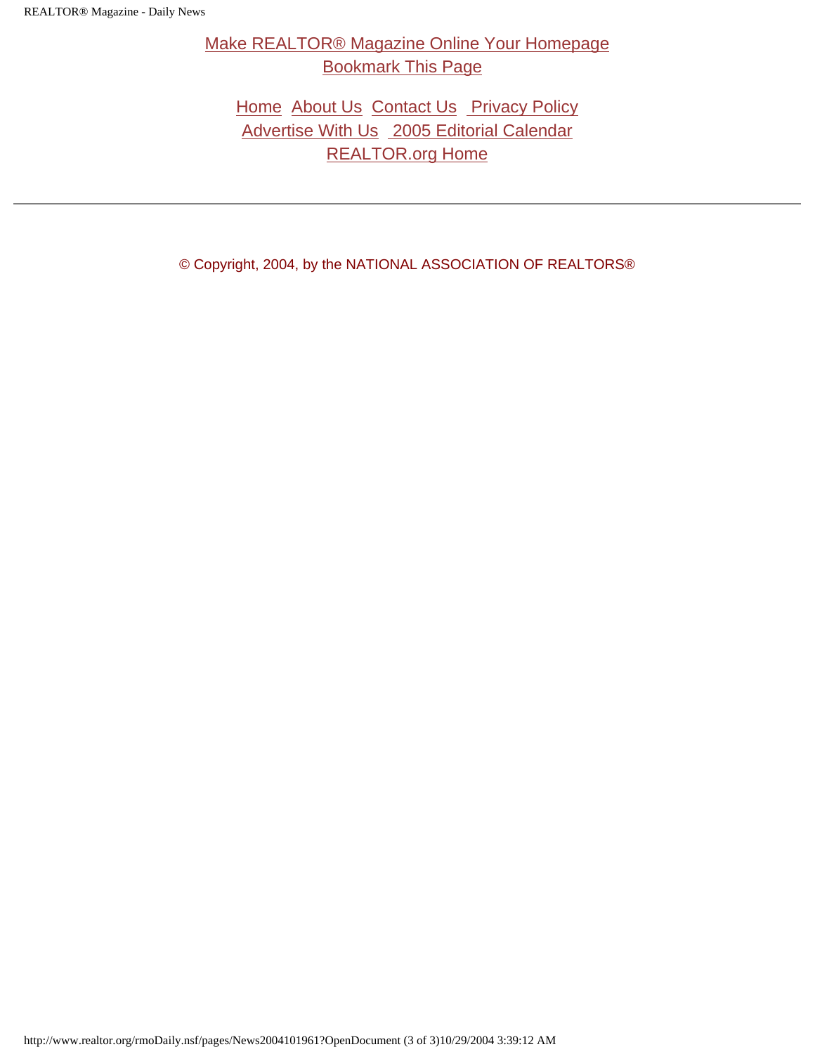Make REALTOR® Magazine Online Your Homepage
Bookmark This Page

Home About Us Contact Us Privacy Policy
Advertise With Us 2005 Editorial Calendar
REALTOR.org Home

---

© Copyright, 2004, by the NATIONAL ASSOCIATION OF REALTORS®